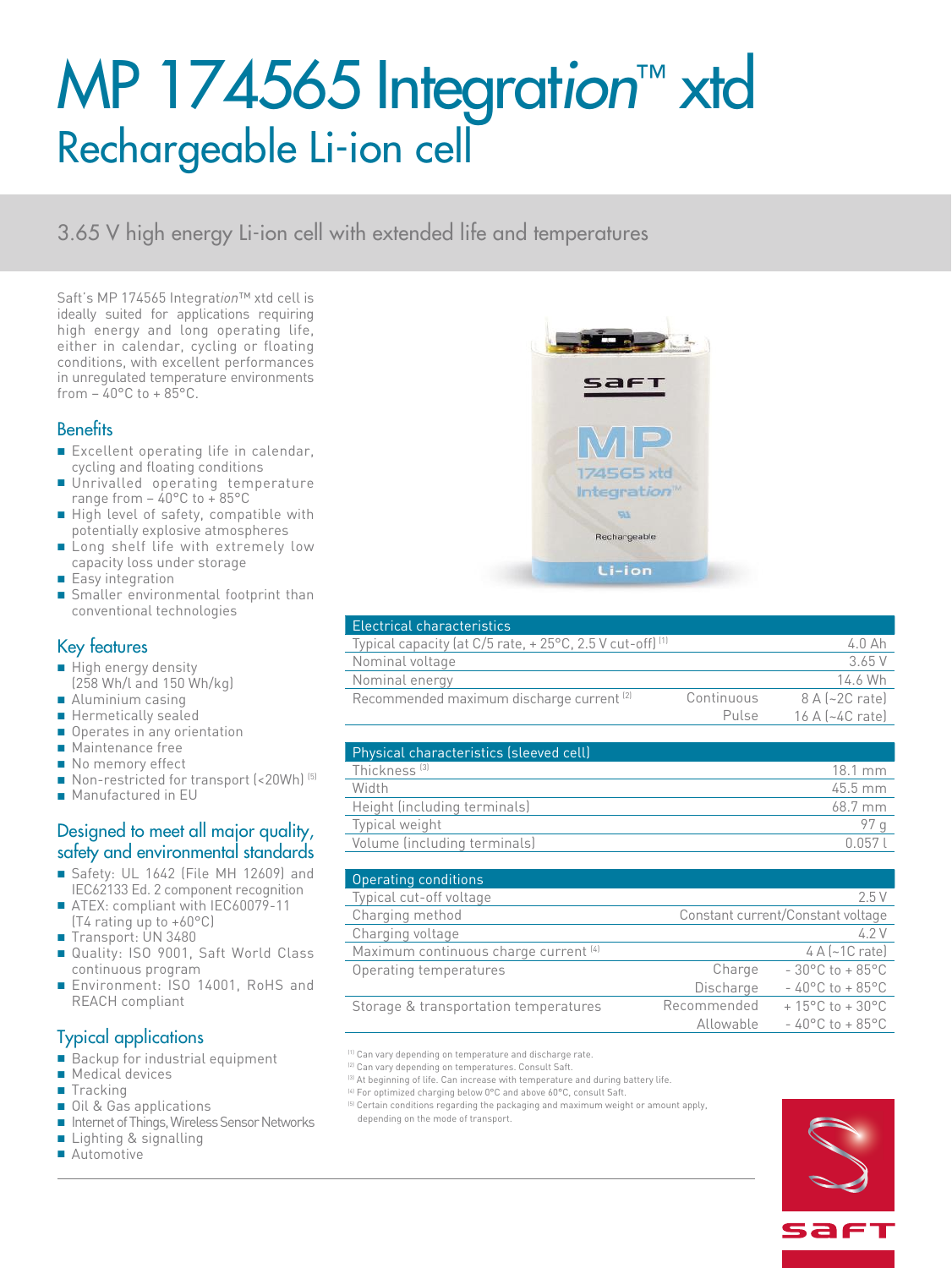# MP 174565 Integration™ xtd

## Rechargeable Li-ion cell

3.65 V high energy Li-ion cell with extended life and temperatures

Saft's MP 174565 Integration™ xtd cell is ideally suited for applications requiring high energy and long operating life, either in calendar, cycling or floating conditions, with excellent performances in unregulated temperature environments from – 40°C to + 85°C.

### Benefits

- Excellent operating life in calendar, cycling and floating conditions
- Unrivalled operating temperature range from – 40°C to + 85°C
- High level of safety, compatible with potentially explosive atmospheres
- Long shelf life with extremely low capacity loss under storage
- Easy integration
- Smaller environmental footprint than conventional technologies

### Key features

- High energy density (258 Wh/l and 150 Wh/kg)
- Aluminium casing
- Hermetically sealed
- Operates in any orientation
- Maintenance free
- No memory effect
- Non-restricted for transport (<20Wh) [5]
- Manufactured in EU

### Designed to meet all major quality, safety and environmental standards

- Safety: UL 1642 (File MH 12609) and IEC62133 Ed. 2 component recognition
- ATEX: compliant with IEC60079-11 (T4 rating up to +60°C)
- Transport: UN 3480
- Quality: ISO 9001, Saft World Class continuous program
- Environment: ISO 14001, RoHS and REACH compliant

### Typical applications

- Backup for industrial equipment
- Medical devices
- Tracking
- Oil & Gas applications
- Internet of Things, Wireless Sensor Networks
- Lighting & signalling
- Automotive

| Electrical characteristics | | |
|---|---|---|
| Typical capacity (at C/5 rate, + 25°C, 2.5 V cut-off) [1] | | 4.0 Ah |
| Nominal voltage | | 3.65 V |
| Nominal energy | | 14.6 Wh |
| Recommended maximum discharge current [2] | Continuous | 8 A (~2C rate) |
| | Pulse | 16 A (~4C rate) |

| Physical characteristics (sleeved cell) | |
|---|---|
| Thickness [3] | 18.1 mm |
| Width | 45.5 mm |
| Height (including terminals) | 68.7 mm |
| Typical weight | 97 g |
| Volume (including terminals) | 0.057 l |

| Operating conditions | | |
|---|---|---|
| Typical cut-off voltage | | 2.5 V |
| Charging method | | Constant current/Constant voltage |
| Charging voltage | | 4.2 V |
| Maximum continuous charge current [4] | | 4 A (~1C rate) |
| Operating temperatures | Charge | - 30°C to + 85°C |
| | Discharge | - 40°C to + 85°C |
| Storage & transportation temperatures | Recommended | + 15°C to + 30°C |
| | Allowable | - 40°C to + 85°C |

[1] Can vary depending on temperature and discharge rate.
[2] Can vary depending on temperatures. Consult Saft.
[3] At beginning of life. Can increase with temperature and during battery life.
[4] For optimized charging below 0°C and above 60°C, consult Saft.
[5] Certain conditions regarding the packaging and maximum weight or amount apply, depending on the mode of transport.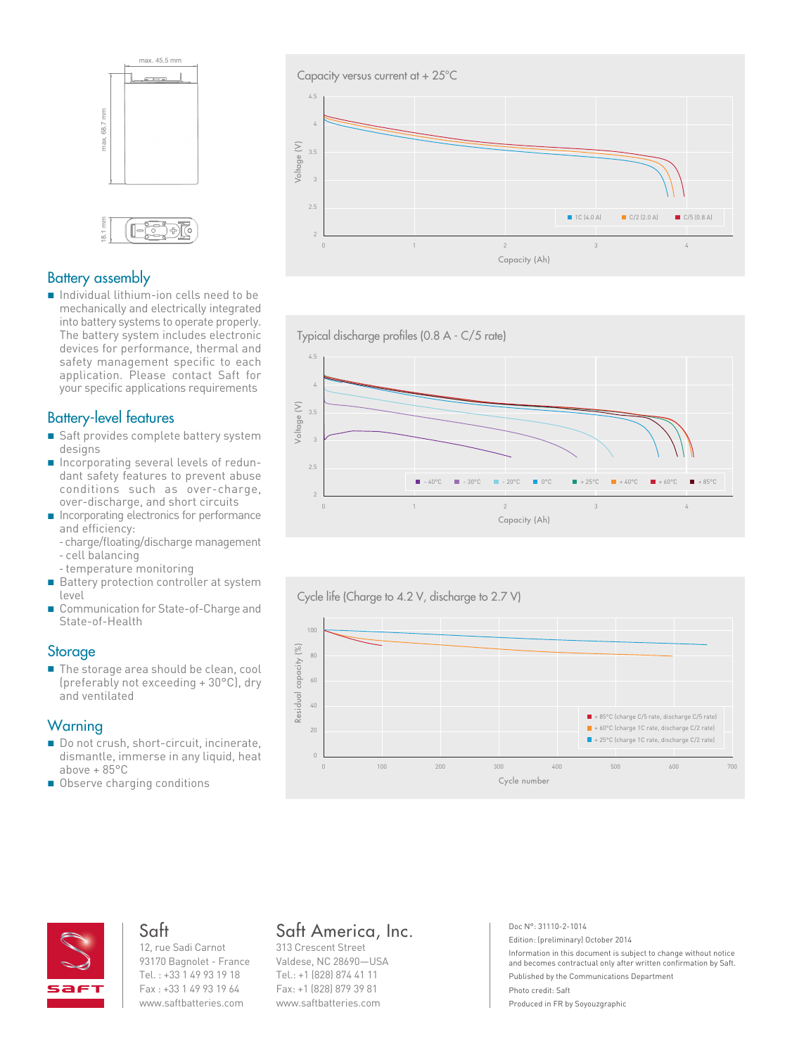max. 45.5 mm

max. 68.7 mm

18.1 mm

## Battery assembly

- Individual lithium-ion cells need to be mechanically and electrically integrated into battery systems to operate properly. The battery system includes electronic devices for performance, thermal and safety management specific to each application. Please contact Saft for your specific applications requirements

## Battery-level features

- Saft provides complete battery system designs
- Incorporating several levels of redundant safety features to prevent abuse conditions such as over-charge, over-discharge, and short circuits
- Incorporating electronics for performance and efficiency:
  - charge/floating/discharge management
  - cell balancing
  - temperature monitoring
- Battery protection controller at system level
- Communication for State-of-Charge and State-of-Health

## Storage

- The storage area should be clean, cool (preferably not exceeding + 30°C), dry and ventilated

## Warning

- Do not crush, short-circuit, incinerate, dismantle, immerse in any liquid, heat above + 85°C
- Observe charging conditions

### Capacity versus current at + 25°C

Voltage (V)
4.5
4
3.5
3
2.5
2
0 1 2 3 4
Capacity (Ah)
1C (4.0 A) C/2 (2.0 A) C/5 (0.8 A)

### Typical discharge profiles (0.8 A - C/5 rate)

Voltage (V)
4.5
4
3.5
3
2.5
2
0 1 2 3 4
Capacity (Ah)
- 40°C - 30°C - 20°C 0°C + 25°C + 40°C + 60°C + 85°C

### Cycle life (Charge to 4.2 V, discharge to 2.7 V)

Residual capacity (%)
100
80
60
40
20
0
0 100 200 300 400 500 600 700
Cycle number
+ 85°C (charge C/5 rate, discharge C/5 rate)
+ 60°C (charge 1C rate, discharge C/2 rate)
+ 25°C (charge 1C rate, discharge C/2 rate)

**Saft**
12, rue Sadi Carnot
93170 Bagnolet - France
Tel. : +33 1 49 93 19 18
Fax : +33 1 49 93 19 64
www.saftbatteries.com

**Saft America, Inc.**
313 Crescent Street
Valdese, NC 28690—USA
Tel.: +1 (828) 874 41 11
Fax: +1 (828) 879 39 81
www.saftbatteries.com

Doc N°: 31110-2-1014
Edition: (preliminary) October 2014
Information in this document is subject to change without notice and becomes contractual only after written confirmation by Saft.
Published by the Communications Department
Photo credit: Saft
Produced in FR by Soyouzgraphic